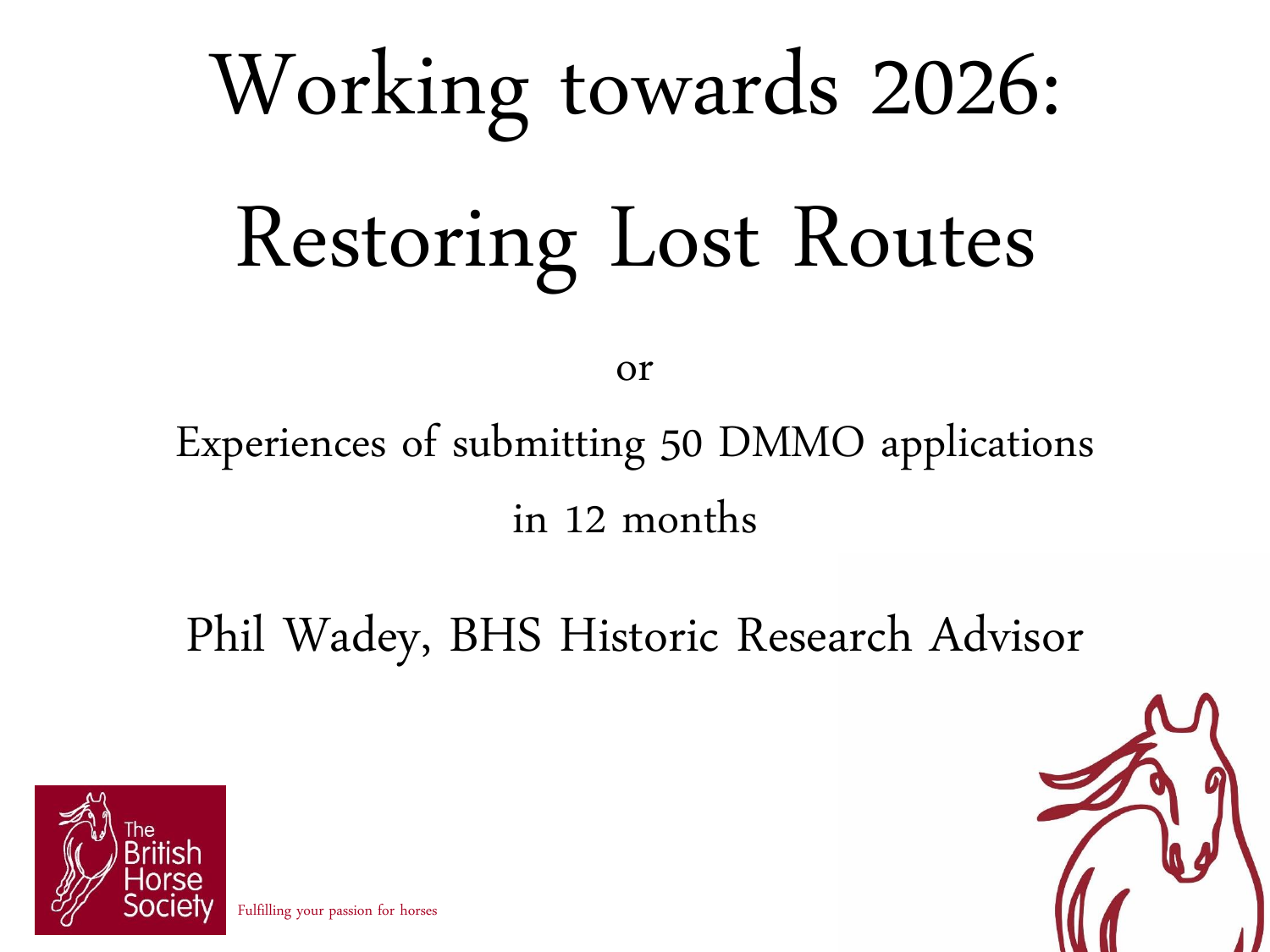# Working towards 2026: Restoring Lost Routes

or

## Experiences of submitting 50 DMMO applications in 12 months

Phil Wadey, BHS Historic Research Advisor

The British Horse Society

Fulfilling your passion for horses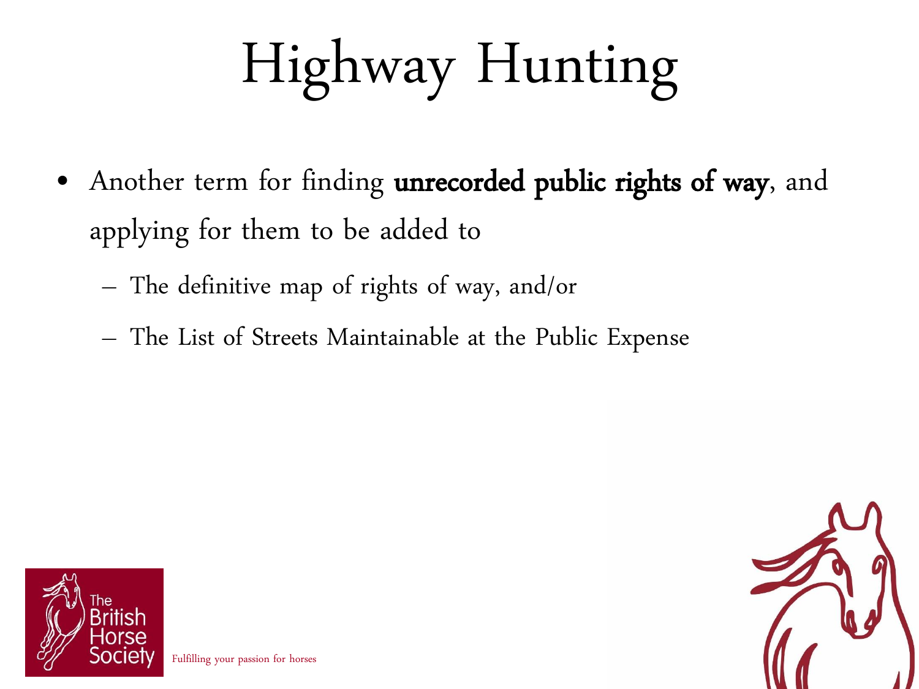# Highway Hunting

- Another term for finding **unrecorded public rights of way**, and applying for them to be added to
  - The definitive map of rights of way, and/or
  - The List of Streets Maintainable at the Public Expense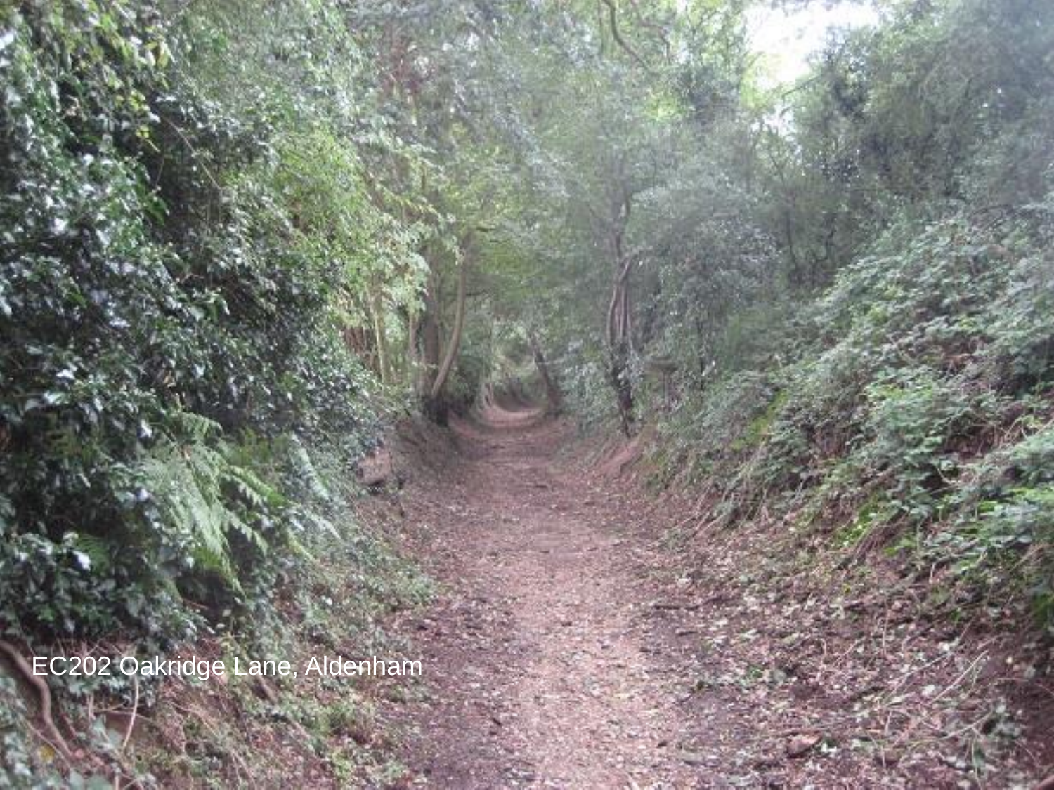EC202 Oakridge Lane, Aldenham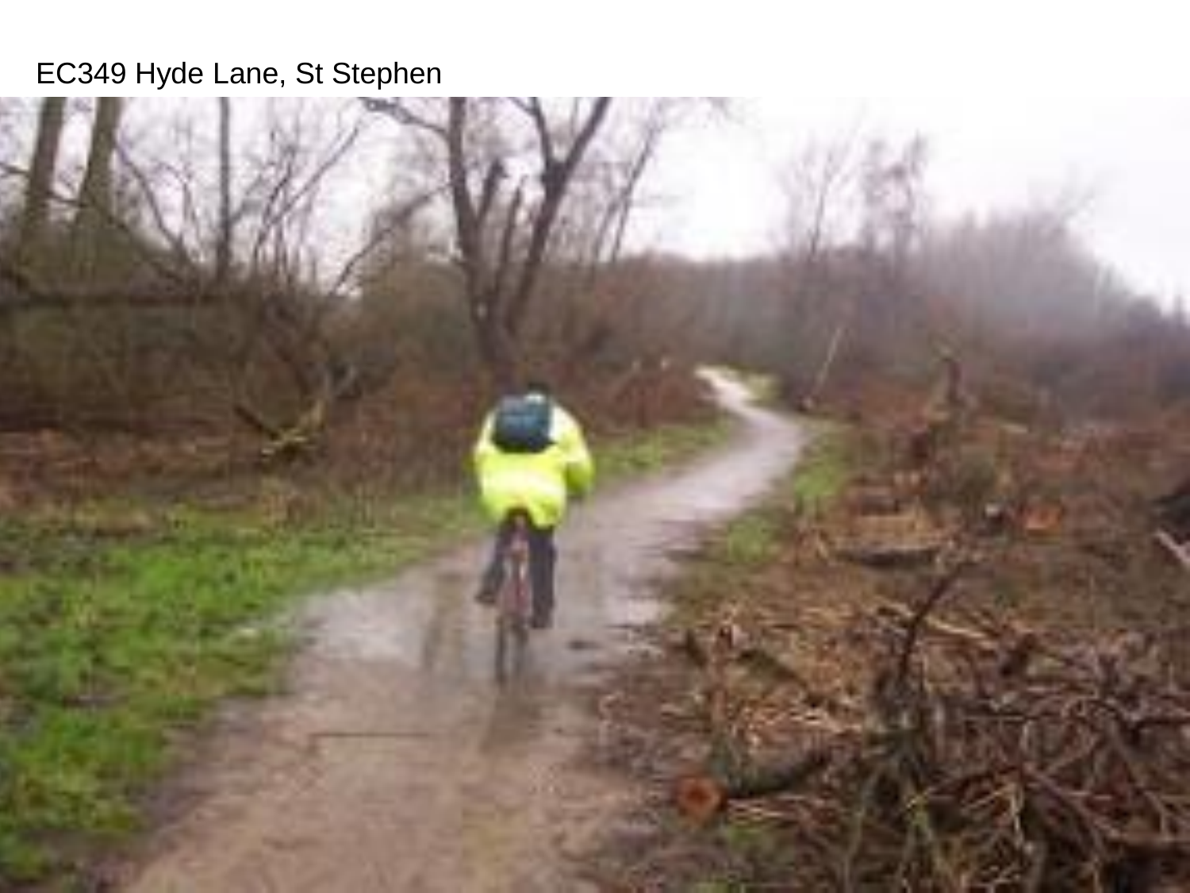EC349 Hyde Lane, St Stephen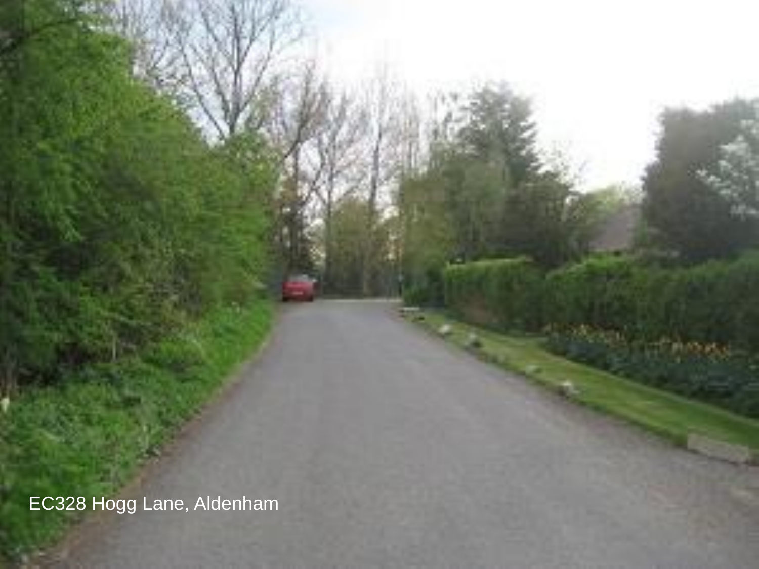EC328 Hogg Lane, Aldenham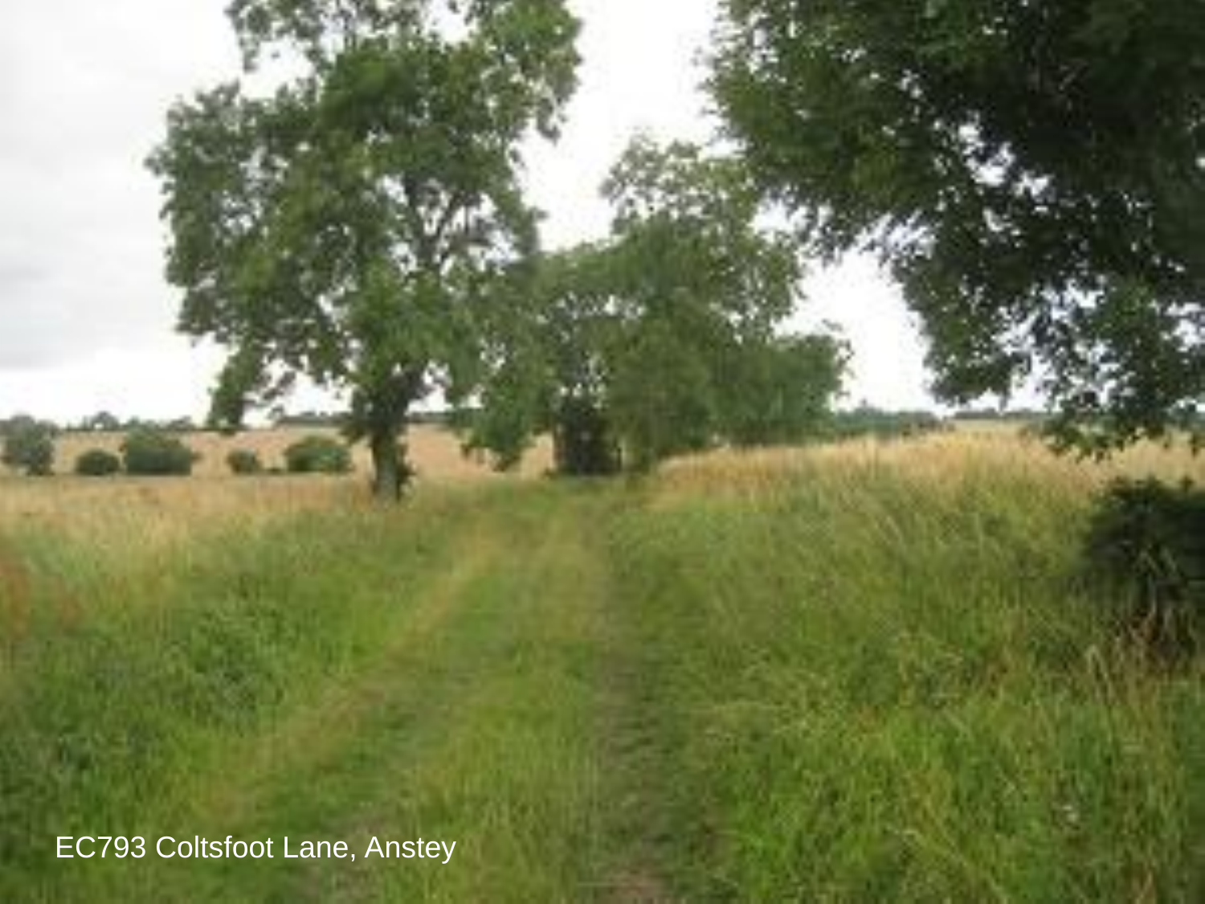EC793 Coltsfoot Lane, Anstey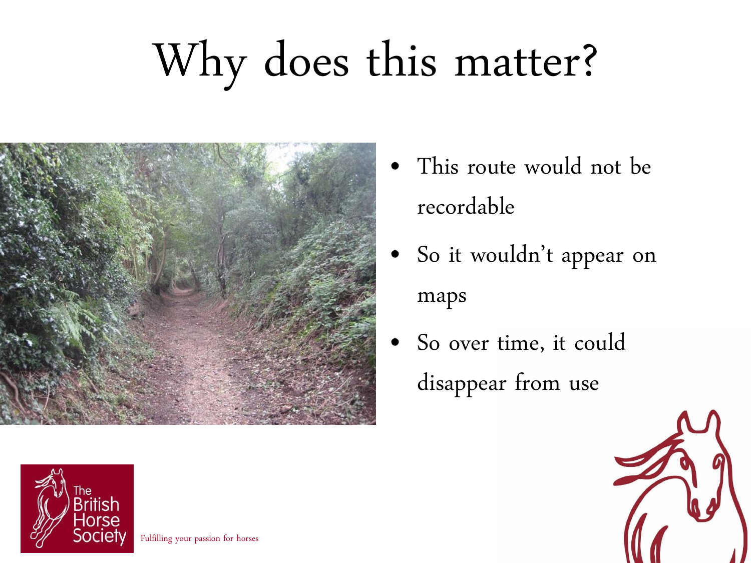# Why does this matter?

- This route would not be recordable
- So it wouldn't appear on maps
- So over time, it could disappear from use

Fulfilling your passion for horses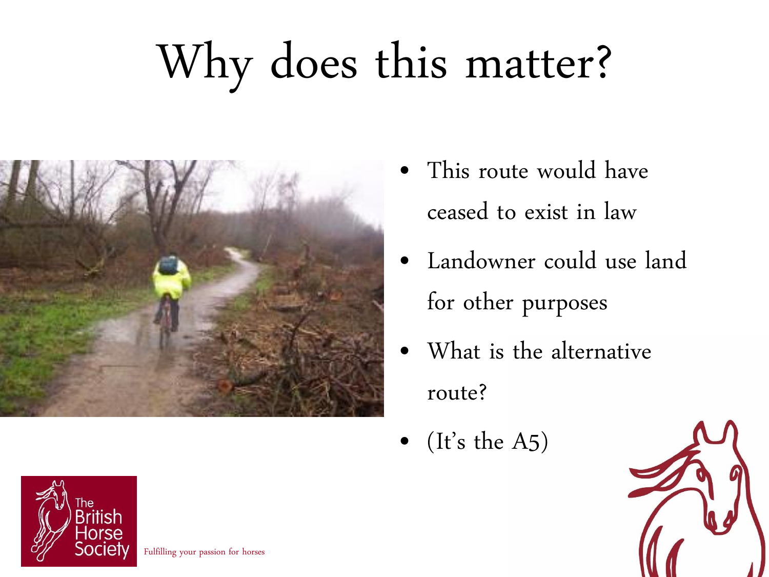# Why does this matter?

- This route would have ceased to exist in law
- Landowner could use land for other purposes
- What is the alternative route?
- (It's the A5)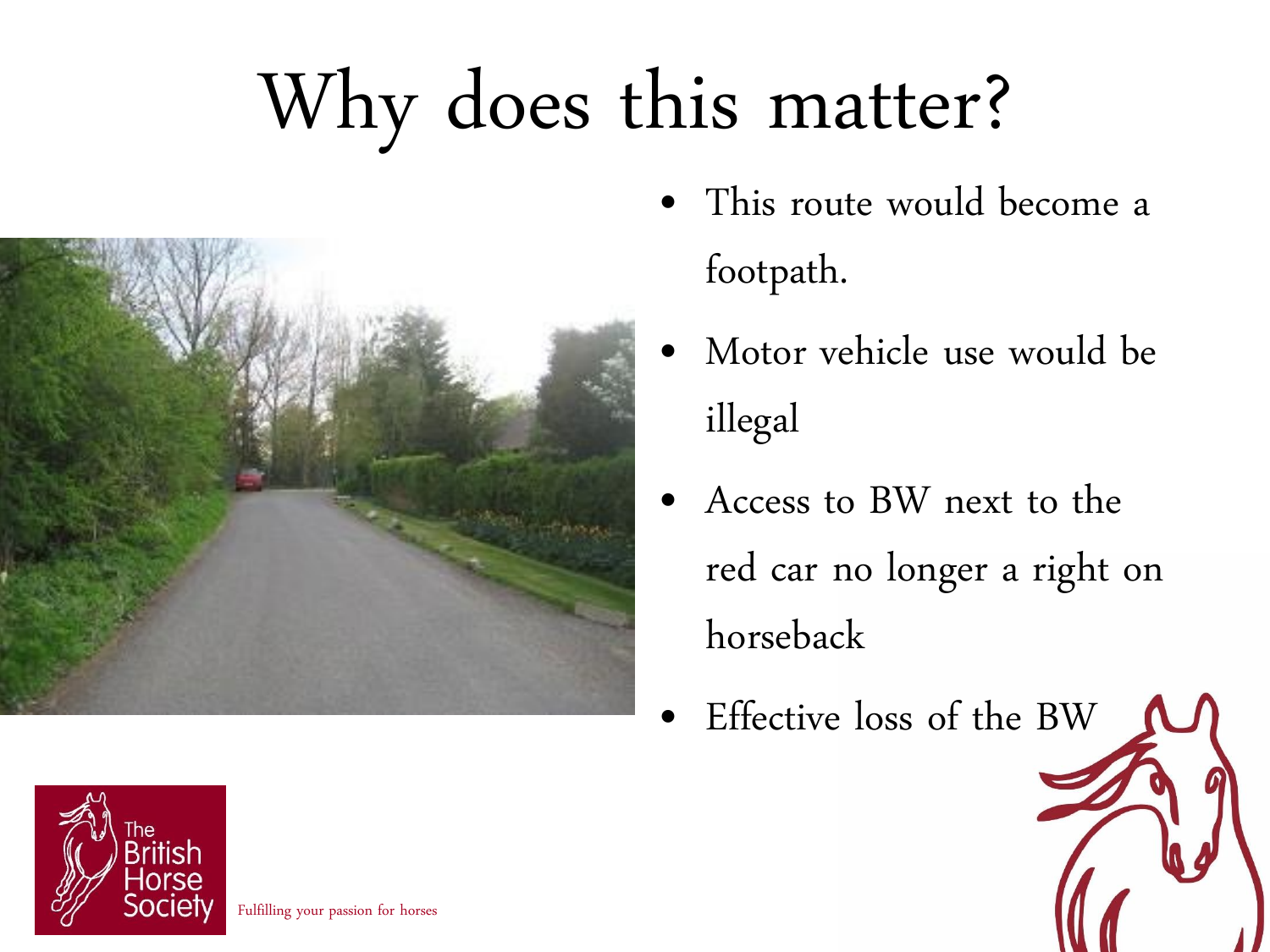# Why does this matter?

- This route would become a footpath.
- Motor vehicle use would be illegal
- Access to BW next to the red car no longer a right on horseback
- Effective loss of the BW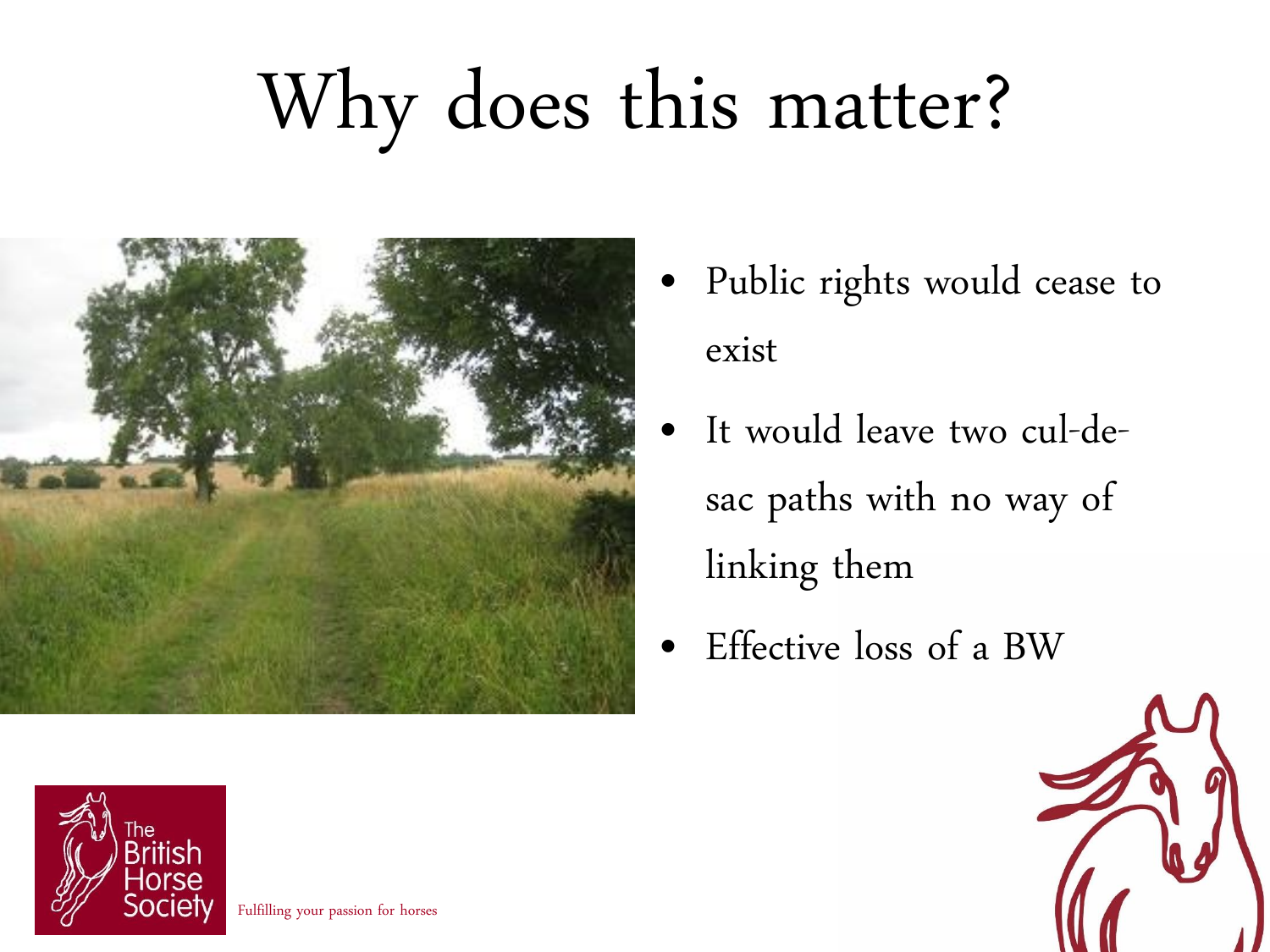# Why does this matter?

- Public rights would cease to exist
- It would leave two cul-de-sac paths with no way of linking them
- Effective loss of a BW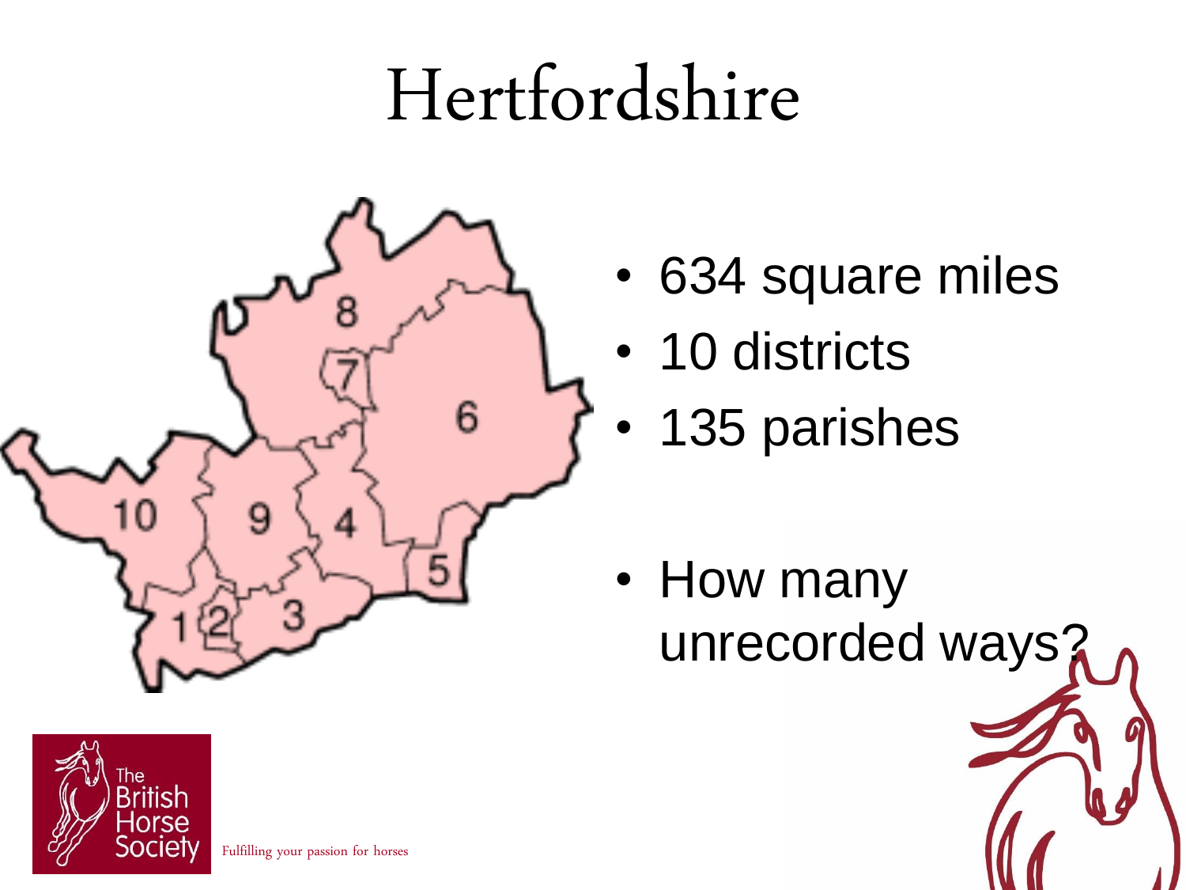# Hertfordshire

- 634 square miles
- 10 districts
- 135 parishes

- How many unrecorded ways?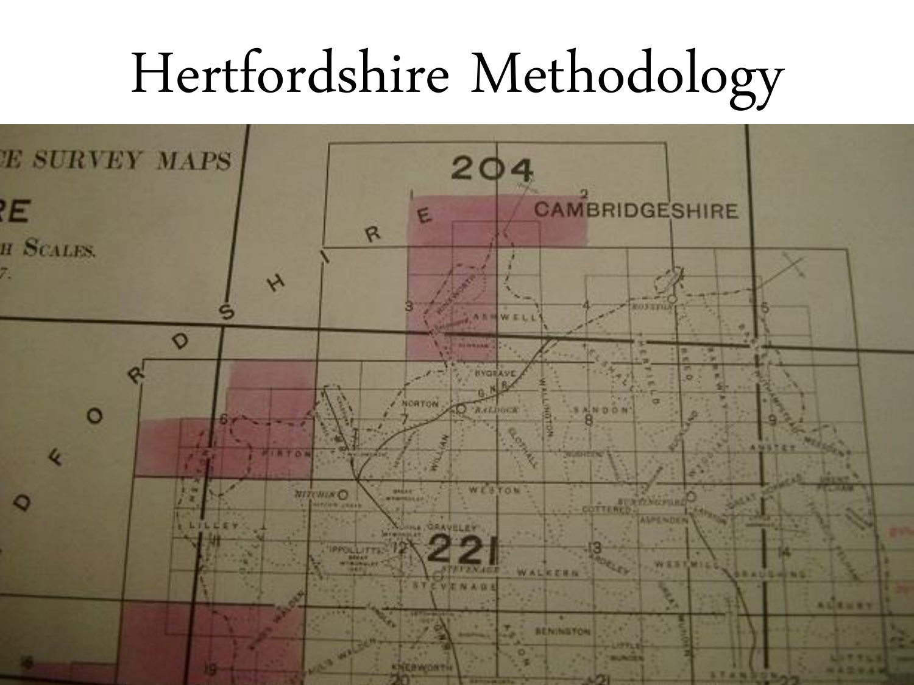# Hertfordshire Methodology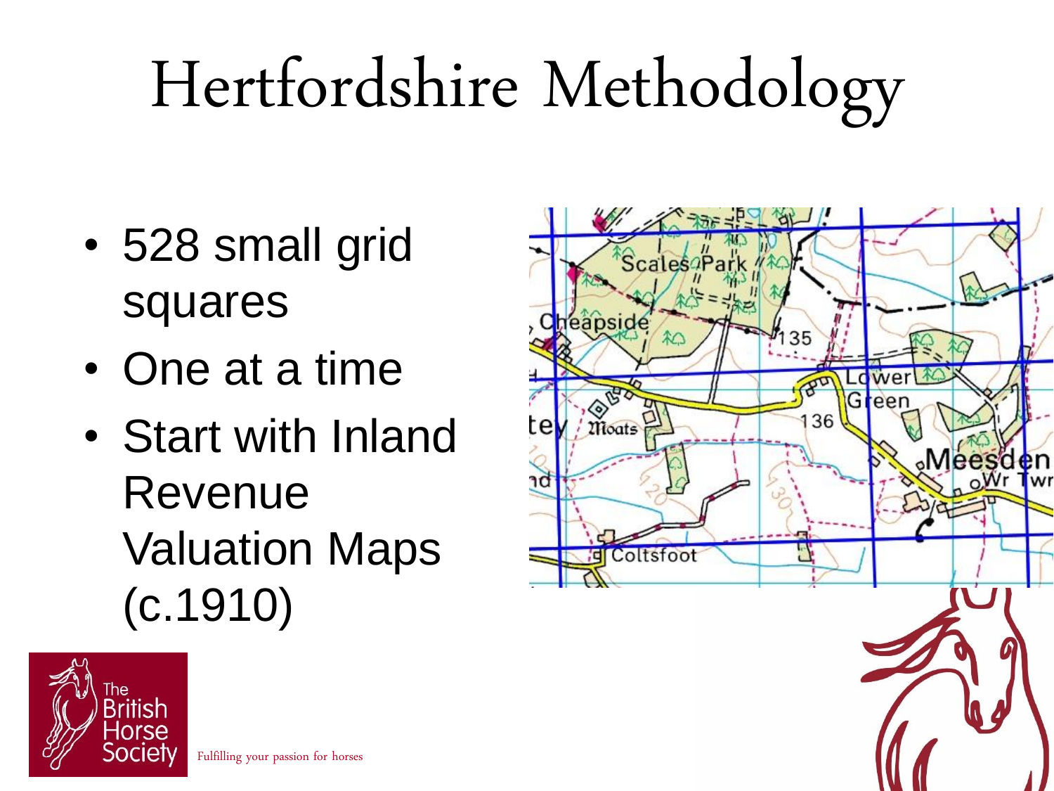# Hertfordshire Methodology

- 528 small grid squares
- One at a time
- Start with Inland Revenue Valuation Maps (c.1910)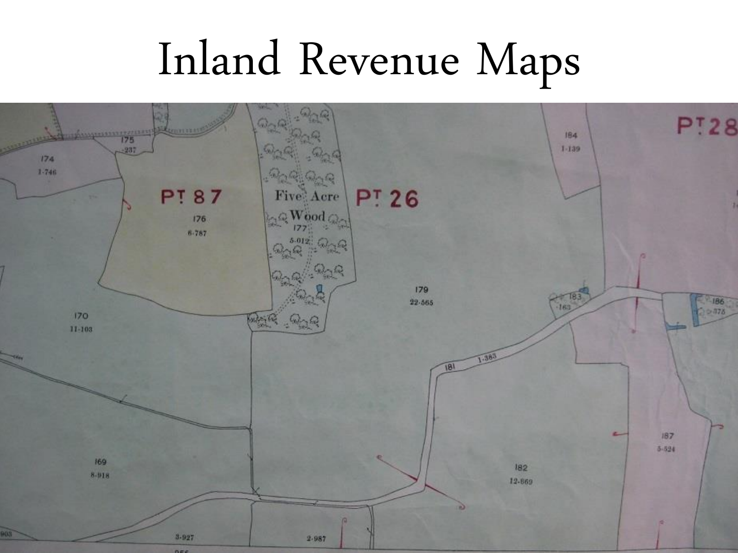# Inland Revenue Maps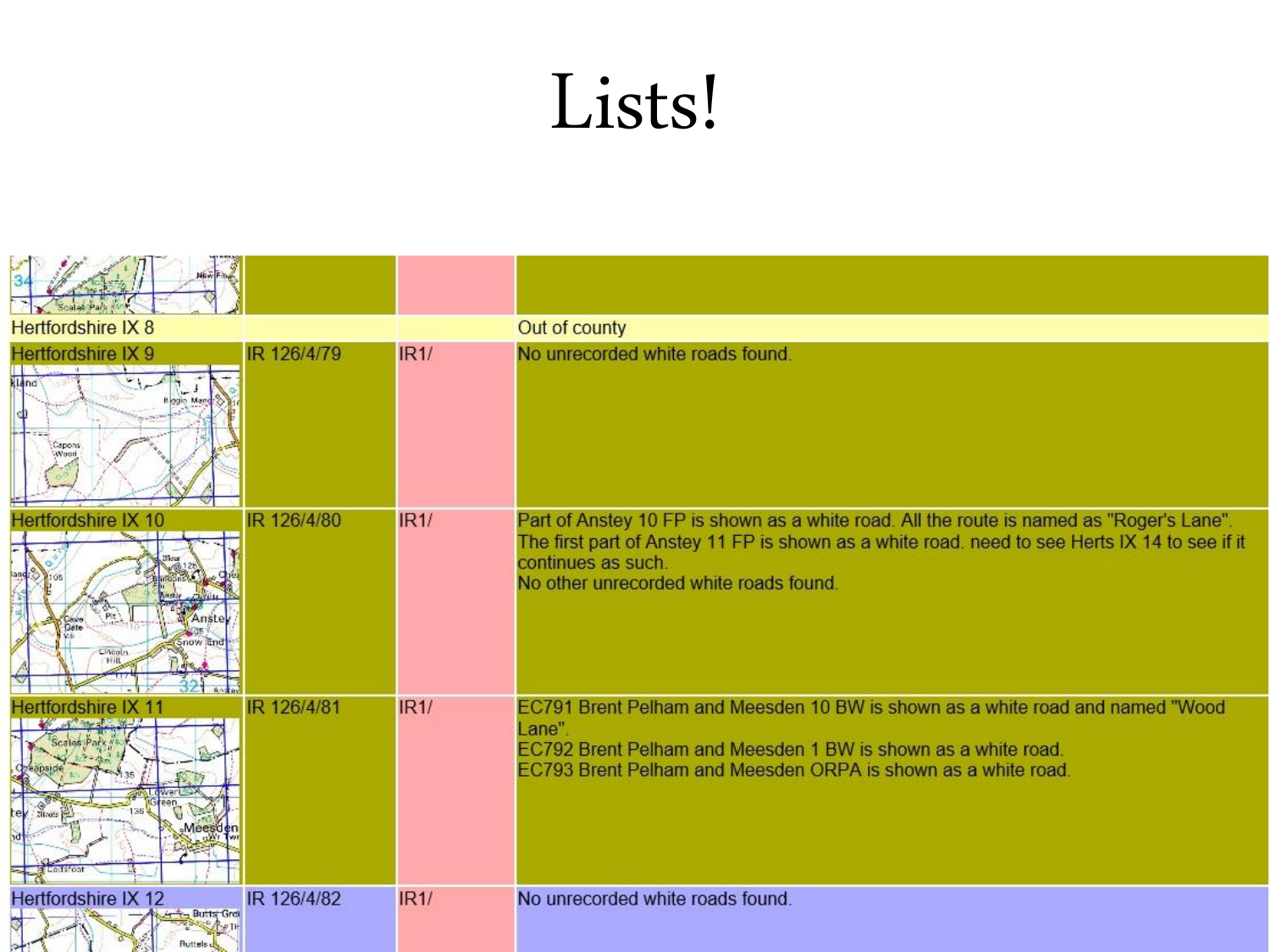# Lists!

| | | | |
|---|---|---|---|
| | | | |
| Hertfordshire IX 8 | | | Out of county |
| Hertfordshire IX 9 | IR 126/4/79 | IR1/ | No unrecorded white roads found. |
| Hertfordshire IX 10 | IR 126/4/80 | IR1/ | Part of Anstey 10 FP is shown as a white road. All the route is named as "Roger's Lane". The first part of Anstey 11 FP is shown as a white road. need to see Herts IX 14 to see if it continues as such. No other unrecorded white roads found. |
| Hertfordshire IX 11 | IR 126/4/81 | IR1/ | EC791 Brent Pelham and Meesden 10 BW is shown as a white road and named "Wood Lane". EC792 Brent Pelham and Meesden 1 BW is shown as a white road. EC793 Brent Pelham and Meesden ORPA is shown as a white road. |
| Hertfordshire IX 12 | IR 126/4/82 | IR1/ | No unrecorded white roads found. |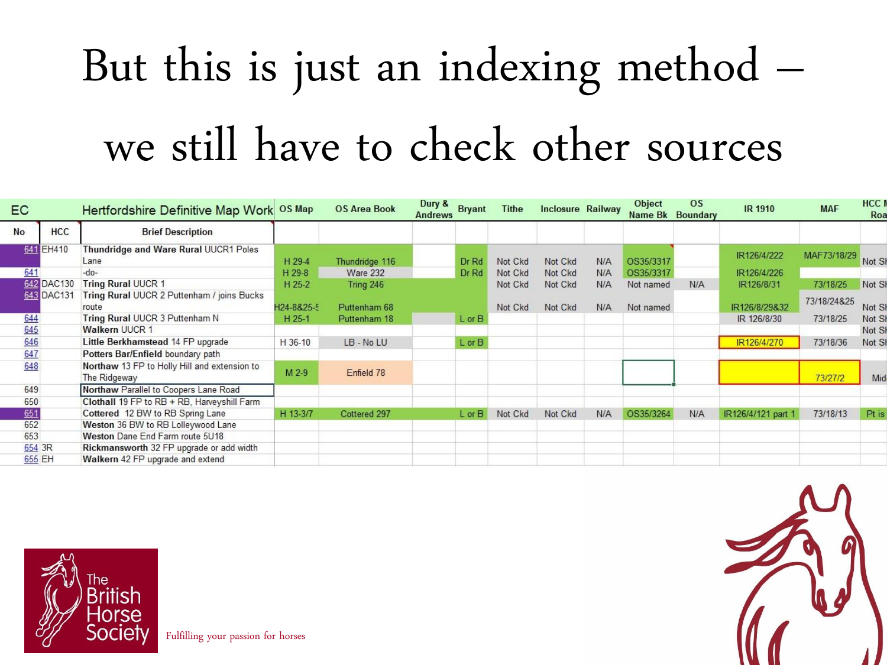# But this is just an indexing method – we still have to check other sources

| EC | | Hertfordshire Definitive Map Work | OS Map | OS Area Book | Dury & Andrews | Bryant | Tithe | Inclosure | Railway | Object Name Bk | OS Boundary | IR 1910 | MAF | HCC M Roa |
|---|---|---|---|---|---|---|---|---|---|---|---|---|---|---|
| No | HCC | Brief Description | | | | | | | | | | | | |
| 641 | EH410 | Thundridge and Ware Rural UUCR1 Poles Lane | H 29-4 | Thundridge 116 | | Dr Rd | Not Ckd | Not Ckd | N/A | OS35/3317 | | IR126/4/222 | MAF73/18/29 | Not Sh |
| 641 | | -do- | H 29-8 | Ware 232 | | Dr Rd | Not Ckd | Not Ckd | N/A | OS35/3317 | | IR126/4/226 | | |
| 642 | DAC130 | Tring Rural UUCR 1 | H 25-2 | Tring 246 | | | Not Ckd | Not Ckd | N/A | Not named | N/A | IR126/8/31 | 73/18/25 | Not Sh |
| 643 | DAC131 | Tring Rural UUCR 2 Puttenham / joins Bucks route | H24-8&25-5 | Puttenham 68 | | | Not Ckd | Not Ckd | N/A | Not named | | IR126/8/29&32 | 73/18/24&25 | Not Sh |
| 644 | | Tring Rural UUCR 3 Puttenham N | H 25-1 | Puttenham 18 | | L or B | | | | | | IR 126/8/30 | 73/18/25 | Not Sh |
| 645 | | Walkern UUCR 1 | | | | | | | | | | | | Not Sh |
| 646 | | Little Berkhamstead 14 FP upgrade | H 36-10 | LB - No LU | | L or B | | | | | | IR126/4/270 | 73/18/36 | Not Sh |
| 647 | | Potters Bar/Enfield boundary path | | | | | | | | | | | | |
| 648 | | Northaw 13 FP to Holly Hill and extension to The Ridgeway | M 2-9 | Enfield 78 | | | | | | | | | 73/27/2 | Mid |
| 649 | | Northaw Parallel to Coopers Lane Road | | | | | | | | | | | | |
| 650 | | Clothall 19 FP to RB + RB, Harveyshill Farm | | | | | | | | | | | | |
| 651 | | Cottered 12 BW to RB Spring Lane | H 13-3/7 | Cottered 297 | | L or B | Not Ckd | Not Ckd | N/A | OS35/3264 | N/A | IR126/4/121 part 1 | 73/18/13 | Pt is |
| 652 | | Weston 36 BW to RB Lolleywood Lane | | | | | | | | | | | | |
| 653 | | Weston Dane End Farm route 5U18 | | | | | | | | | | | | |
| 654 | 3R | Rickmansworth 32 FP upgrade or add width | | | | | | | | | | | | |
| 655 | EH | Walkern 42 FP upgrade and extend | | | | | | | | | | | | |

The British Horse Society

Fulfilling your passion for horses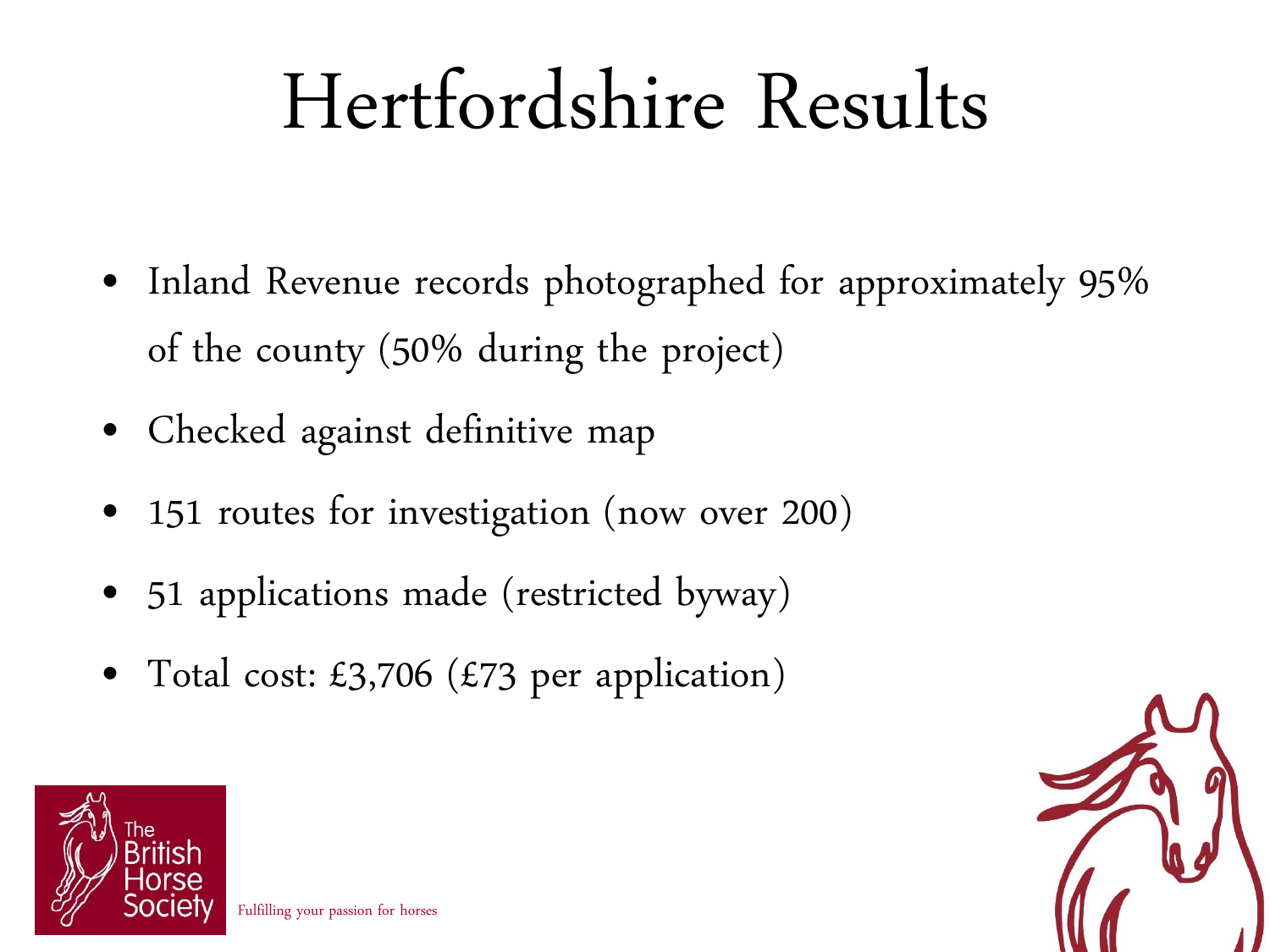# Hertfordshire Results

- Inland Revenue records photographed for approximately 95% of the county (50% during the project)
- Checked against definitive map
- 151 routes for investigation (now over 200)
- 51 applications made (restricted byway)
- Total cost: £3,706 (£73 per application)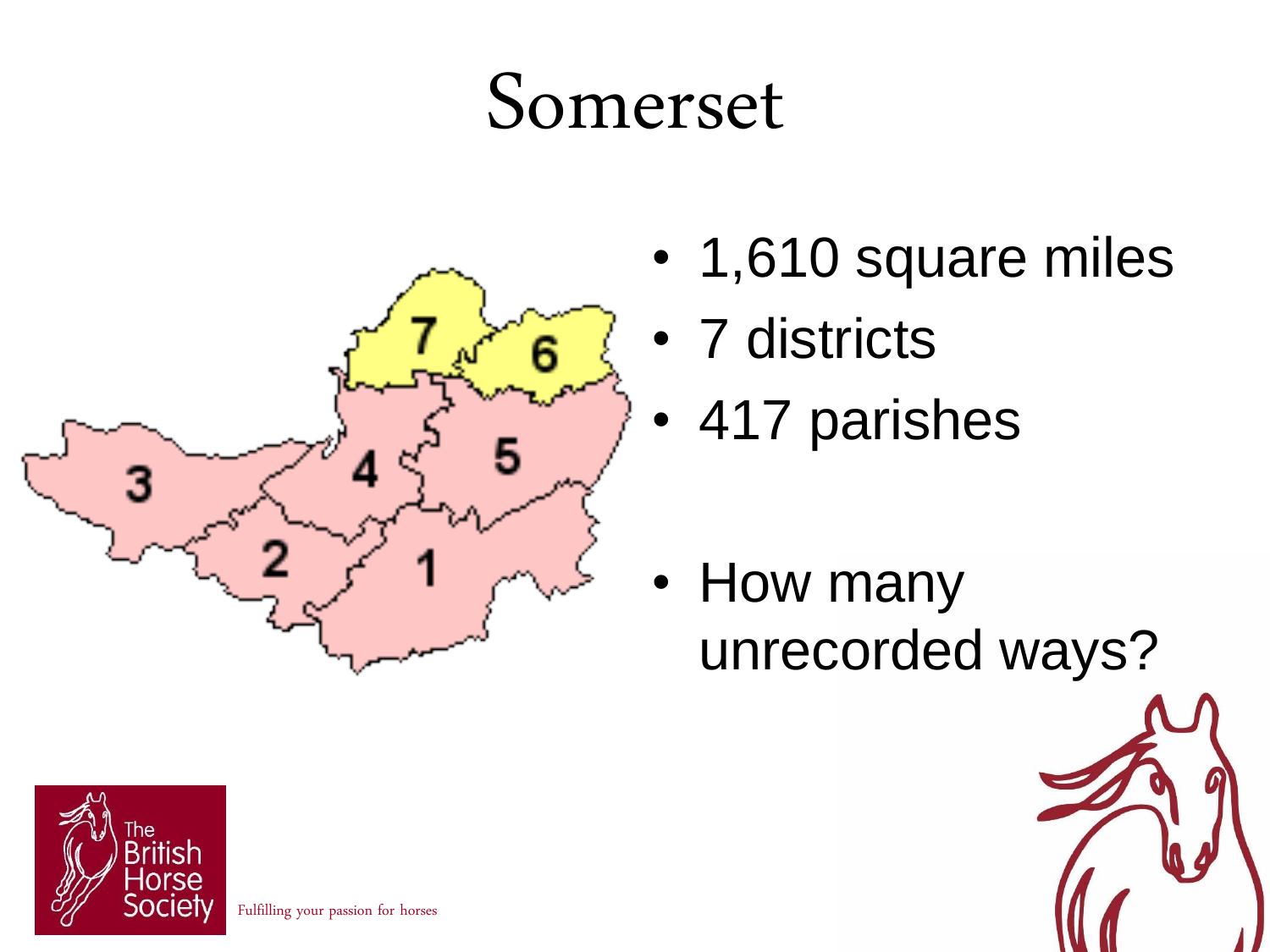# Somerset

- 1,610 square miles
- 7 districts
- 417 parishes
- How many unrecorded ways?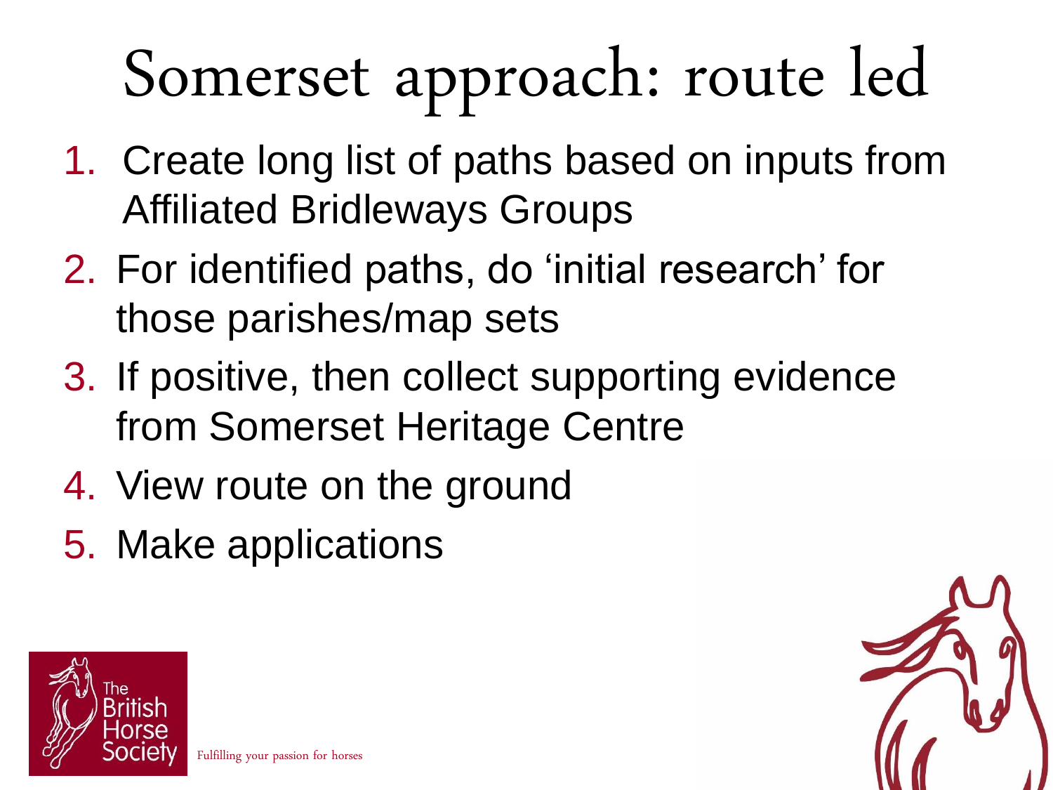# Somerset approach: route led

1. Create long list of paths based on inputs from Affiliated Bridleways Groups
2. For identified paths, do ‘initial research’ for those parishes/map sets
3. If positive, then collect supporting evidence from Somerset Heritage Centre
4. View route on the ground
5. Make applications

The British Horse Society

Fulfilling your passion for horses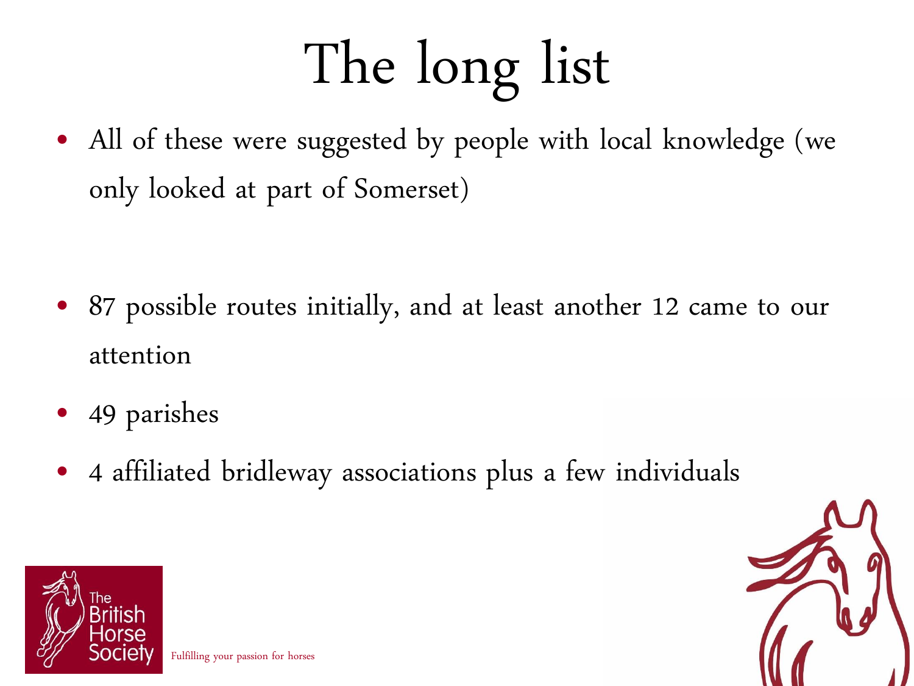# The long list

- All of these were suggested by people with local knowledge (we only looked at part of Somerset)

- 87 possible routes initially, and at least another 12 came to our attention
- 49 parishes
- 4 affiliated bridleway associations plus a few individuals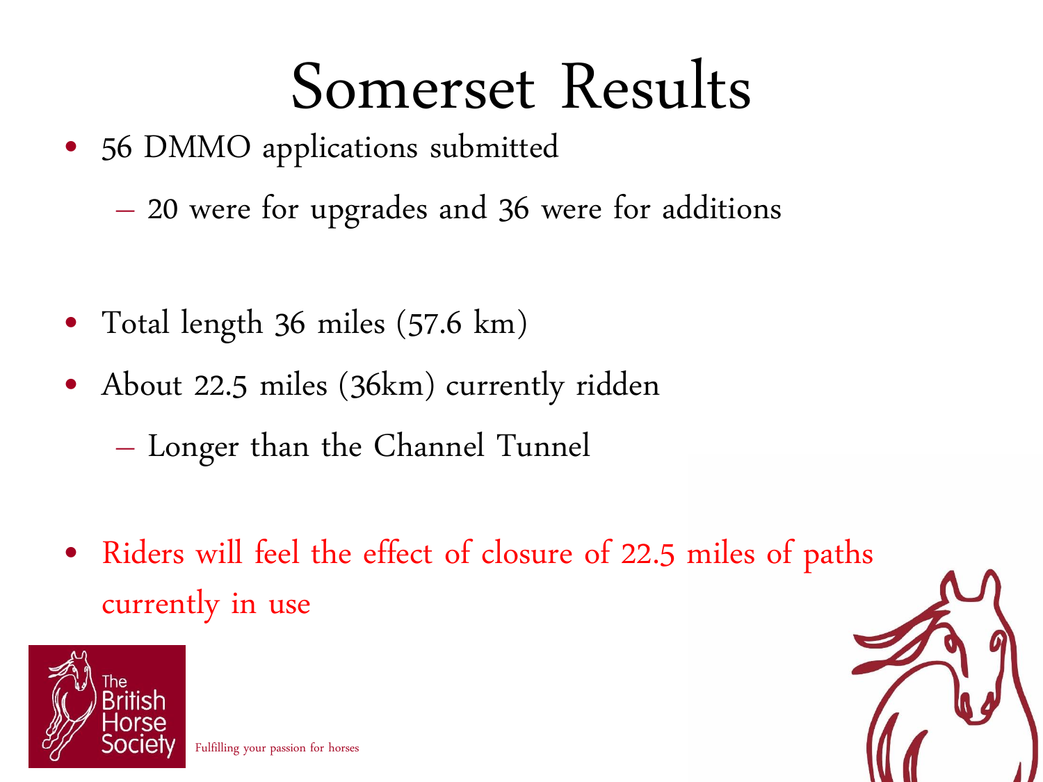# Somerset Results

- 56 DMMO applications submitted
  - 20 were for upgrades and 36 were for additions
- Total length 36 miles (57.6 km)
- About 22.5 miles (36km) currently ridden
  - Longer than the Channel Tunnel
- Riders will feel the effect of closure of 22.5 miles of paths currently in use

The British Horse Society

Fulfilling your passion for horses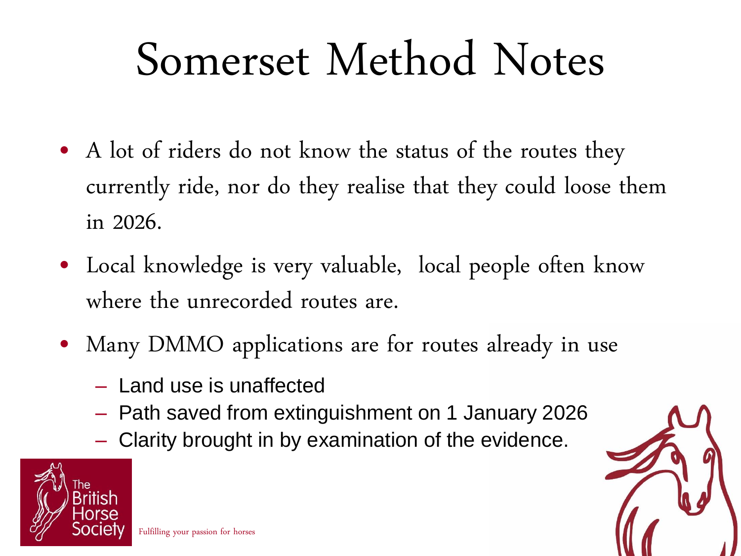# Somerset Method Notes

- A lot of riders do not know the status of the routes they currently ride, nor do they realise that they could loose them in 2026.
- Local knowledge is very valuable, local people often know where the unrecorded routes are.
- Many DMMO applications are for routes already in use
  - Land use is unaffected
  - Path saved from extinguishment on 1 January 2026
  - Clarity brought in by examination of the evidence.

The British Horse Society

Fulfilling your passion for horses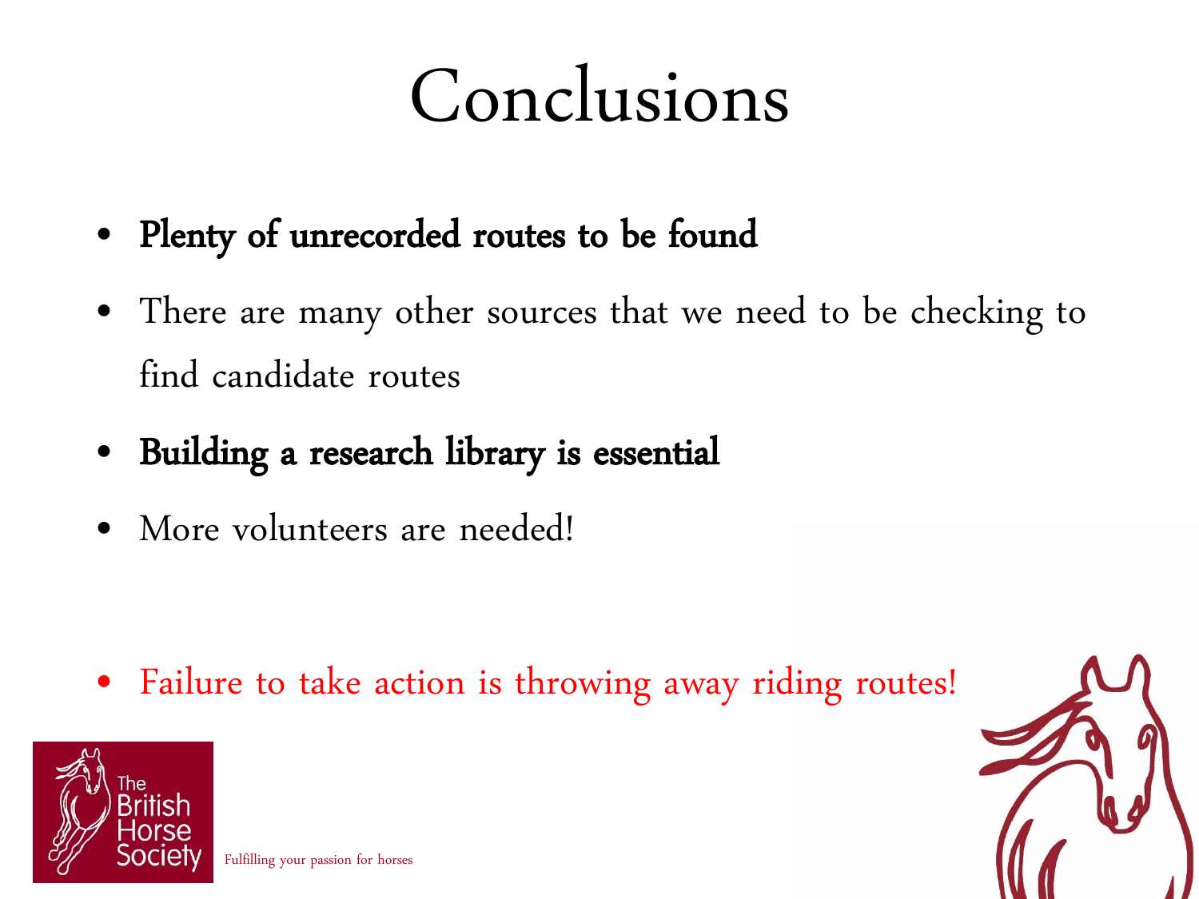# Conclusions

- **Plenty of unrecorded routes to be found**
- There are many other sources that we need to be checking to find candidate routes
- **Building a research library is essential**
- More volunteers are needed!

- Failure to take action is throwing away riding routes!

The British Horse Society

Fulfilling your passion for horses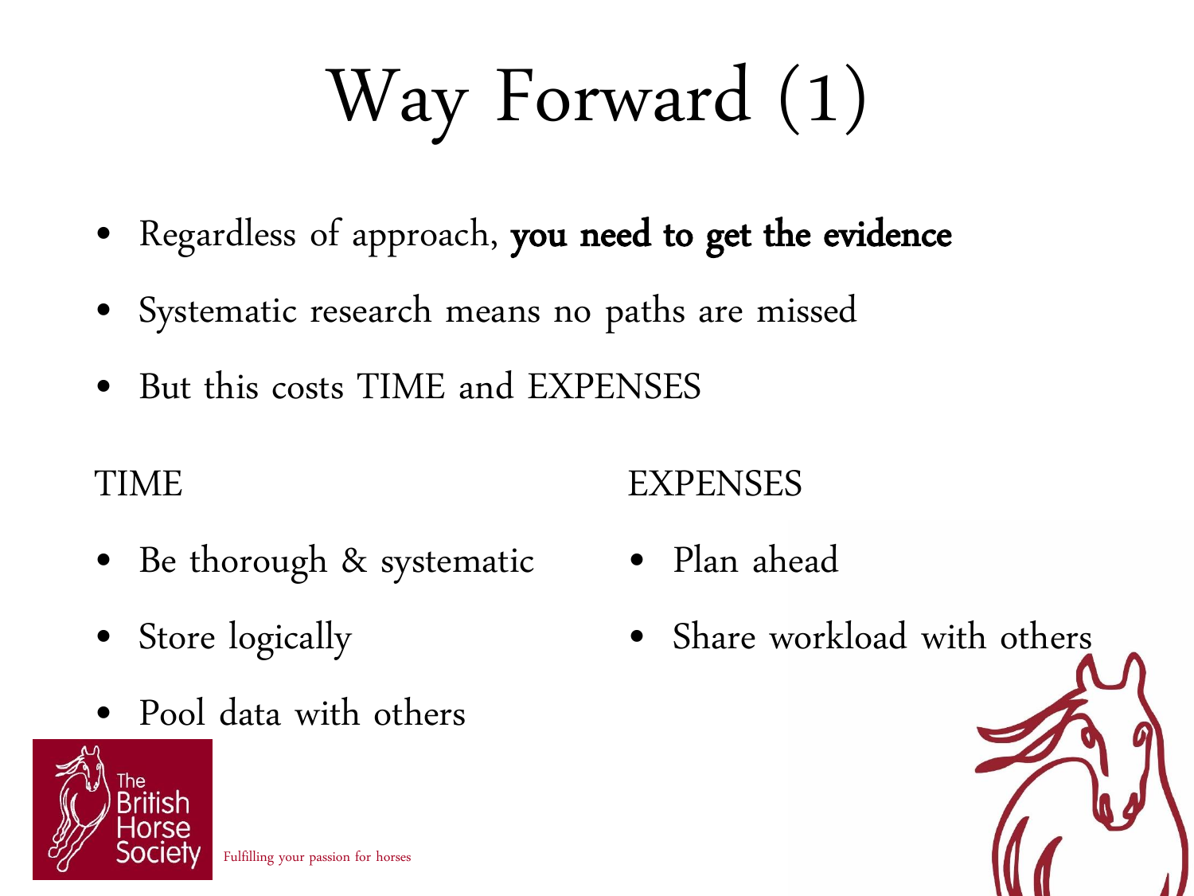# Way Forward (1)

- Regardless of approach, **you need to get the evidence**
- Systematic research means no paths are missed
- But this costs TIME and EXPENSES

TIME

- Be thorough & systematic
- Store logically
- Pool data with others

EXPENSES

- Plan ahead
- Share workload with others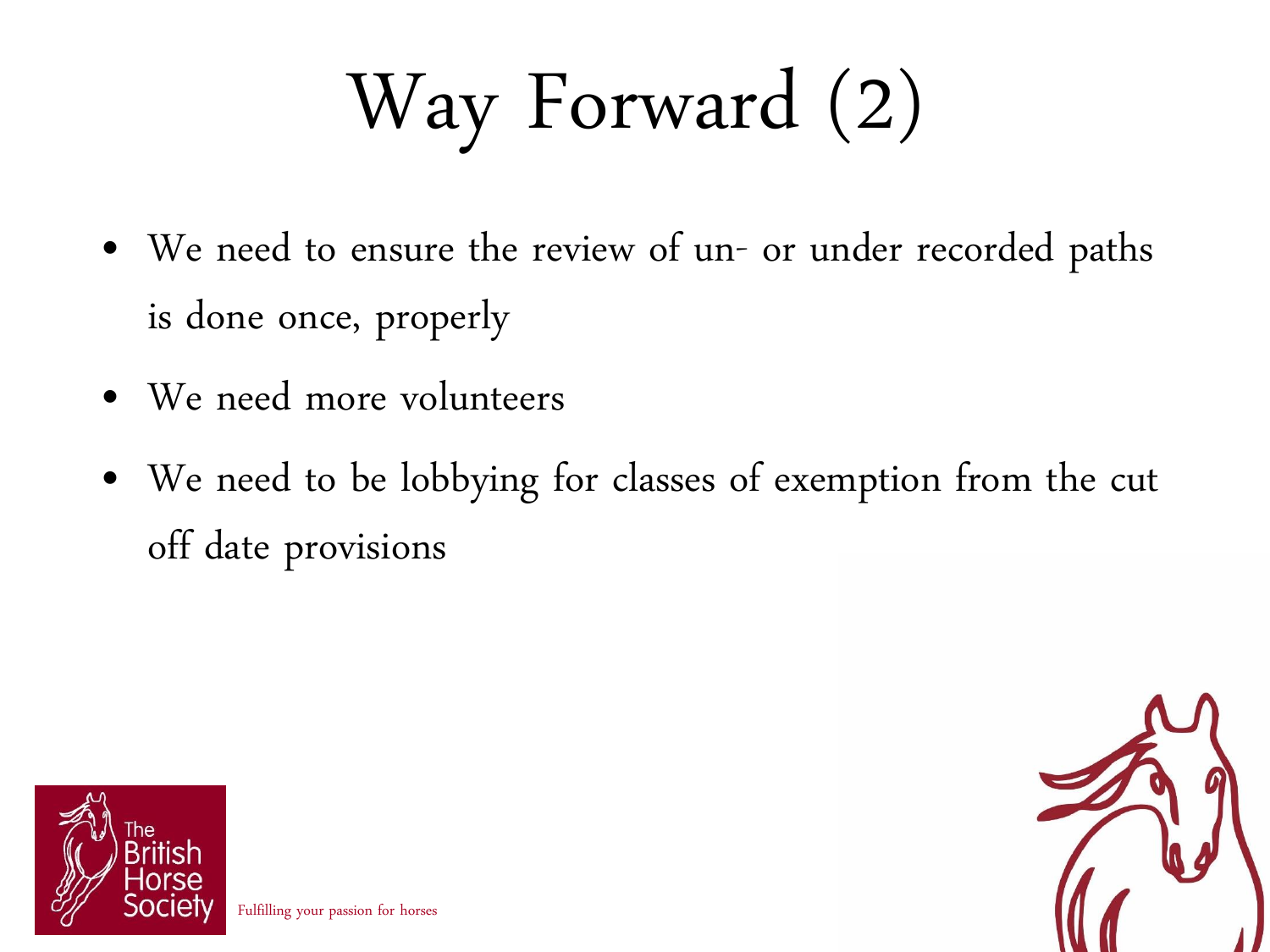# Way Forward (2)

- We need to ensure the review of un- or under recorded paths is done once, properly
- We need more volunteers
- We need to be lobbying for classes of exemption from the cut off date provisions

The British Horse Society

Fulfilling your passion for horses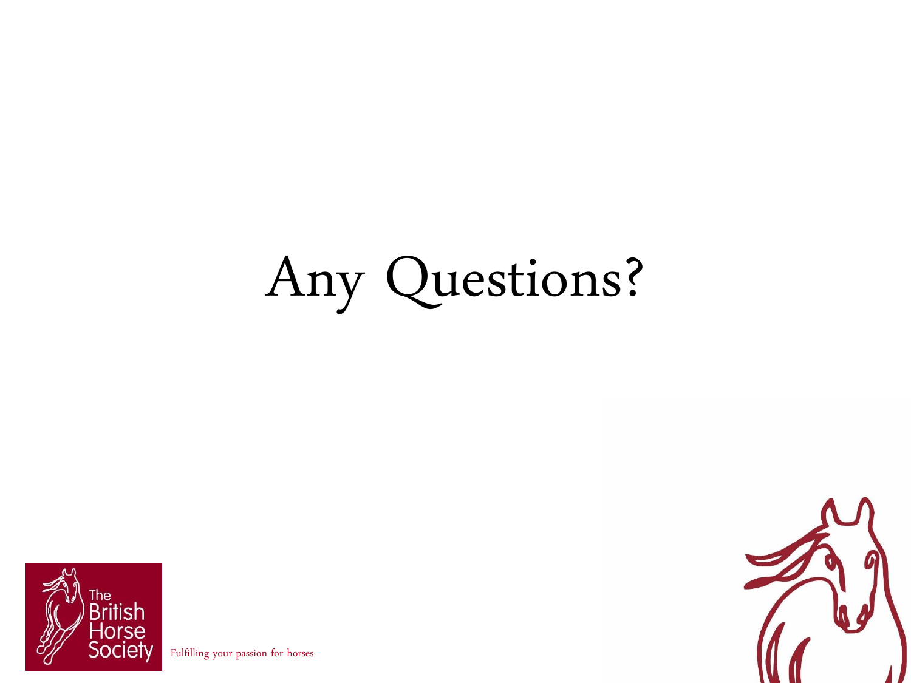# Any Questions?